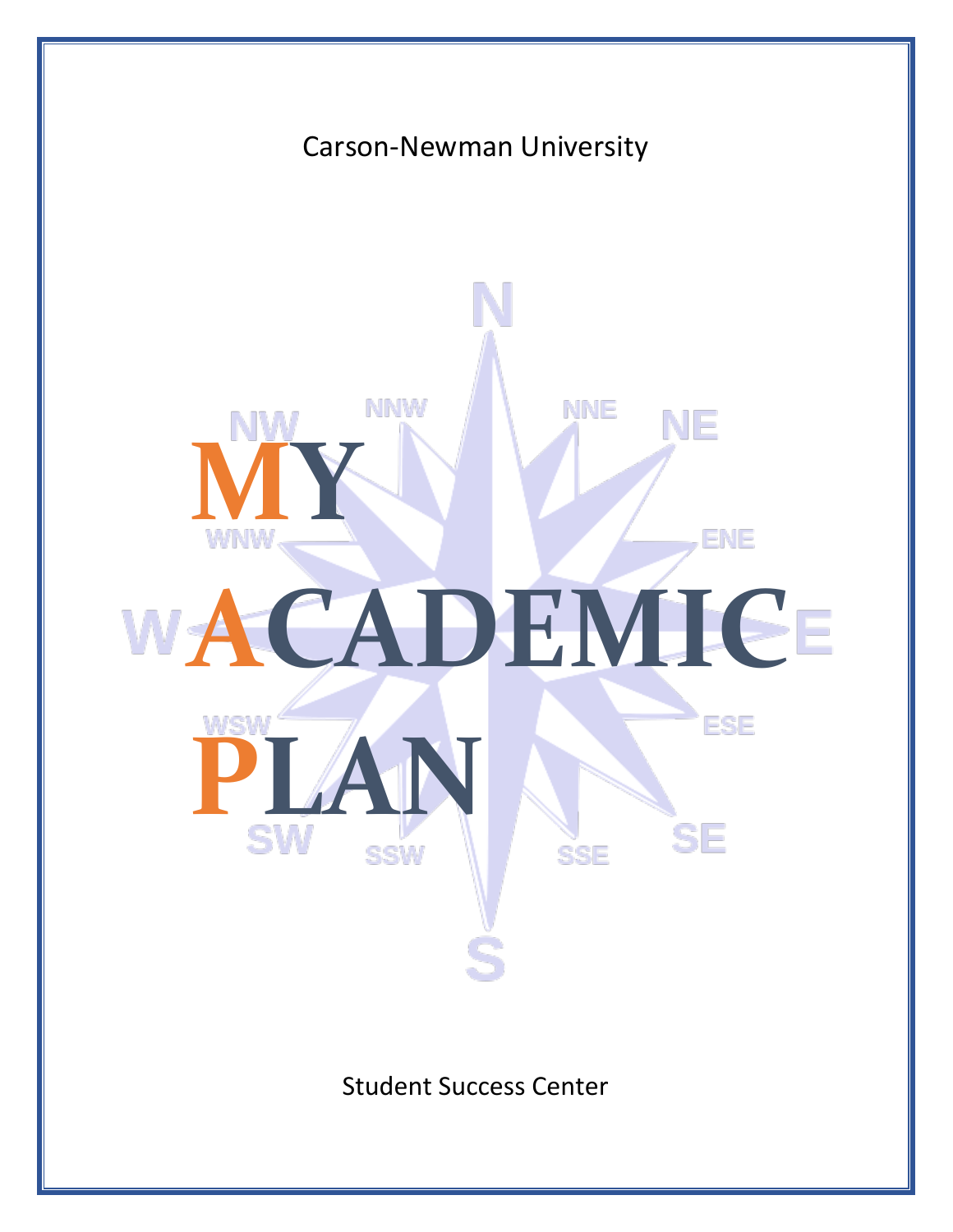Carson-Newman University

# MY ACADEMIC PLAN

Student Success Center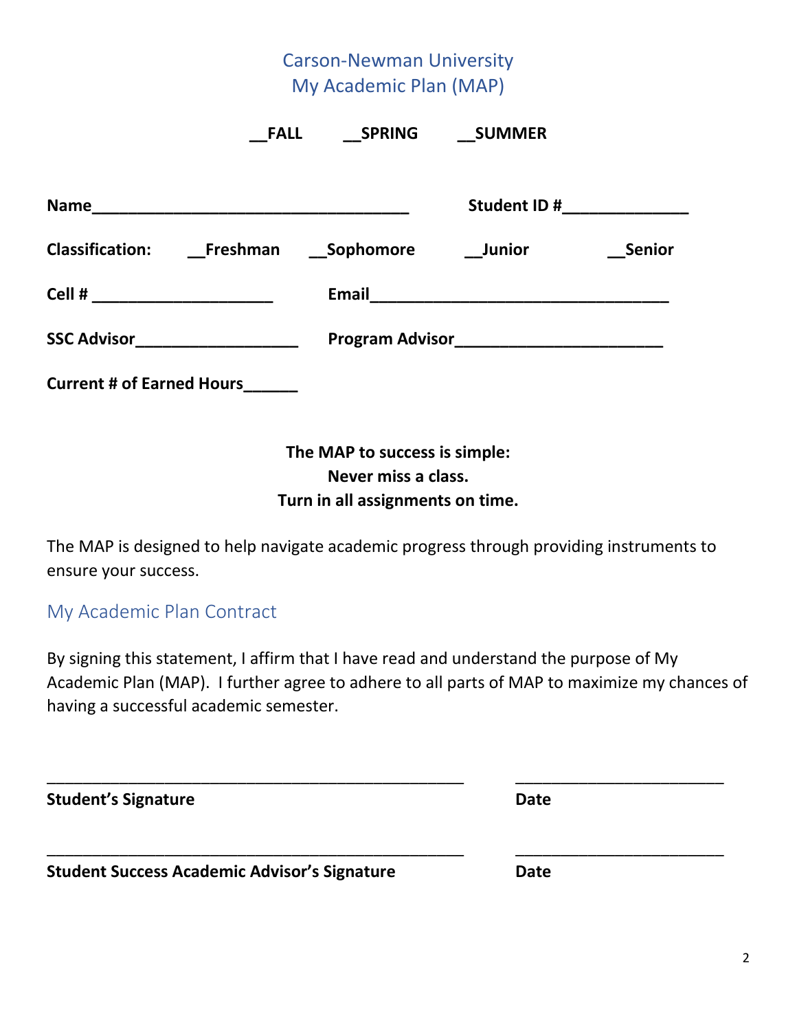# Carson-Newman University
# My Academic Plan (MAP)

**__FALL   __SPRING   __SUMMER**

**Name____________________________________   Student ID #______________**

**Classification:   __Freshman   __Sophomore   __Junior   __Senior**

**Cell # ____________________   Email__________________________________**

**SSC Advisor__________________   Program Advisor_______________________**

**Current # of Earned Hours______**

**The MAP to success is simple:**
**Never miss a class.**
**Turn in all assignments on time.**

The MAP is designed to help navigate academic progress through providing instruments to ensure your success.

## My Academic Plan Contract

By signing this statement, I affirm that I have read and understand the purpose of My Academic Plan (MAP). I further agree to adhere to all parts of MAP to maximize my chances of having a successful academic semester.

_______________________________________________   ________________________

**Student's Signature**   **Date**

_______________________________________________   ________________________

**Student Success Academic Advisor's Signature**   **Date**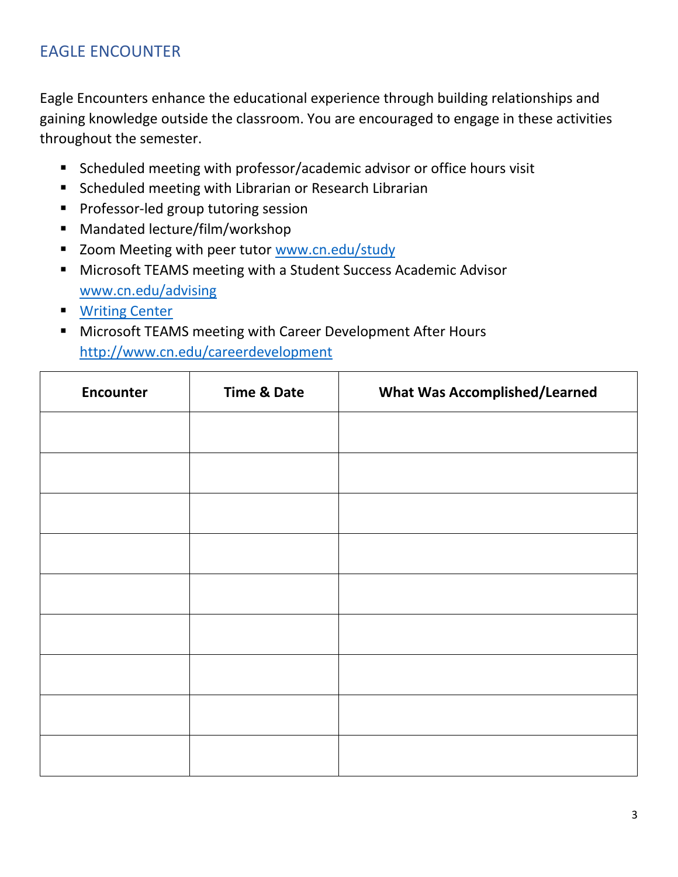## EAGLE ENCOUNTER

Eagle Encounters enhance the educational experience through building relationships and gaining knowledge outside the classroom. You are encouraged to engage in these activities throughout the semester.

- Scheduled meeting with professor/academic advisor or office hours visit
- Scheduled meeting with Librarian or Research Librarian
- Professor-led group tutoring session
- Mandated lecture/film/workshop
- Zoom Meeting with peer tutor www.cn.edu/study
- Microsoft TEAMS meeting with a Student Success Academic Advisor www.cn.edu/advising
- Writing Center
- Microsoft TEAMS meeting with Career Development After Hours http://www.cn.edu/careerdevelopment

| Encounter | Time & Date | What Was Accomplished/Learned |
|---|---|---|
| | | |
| | | |
| | | |
| | | |
| | | |
| | | |
| | | |
| | | |
| | | |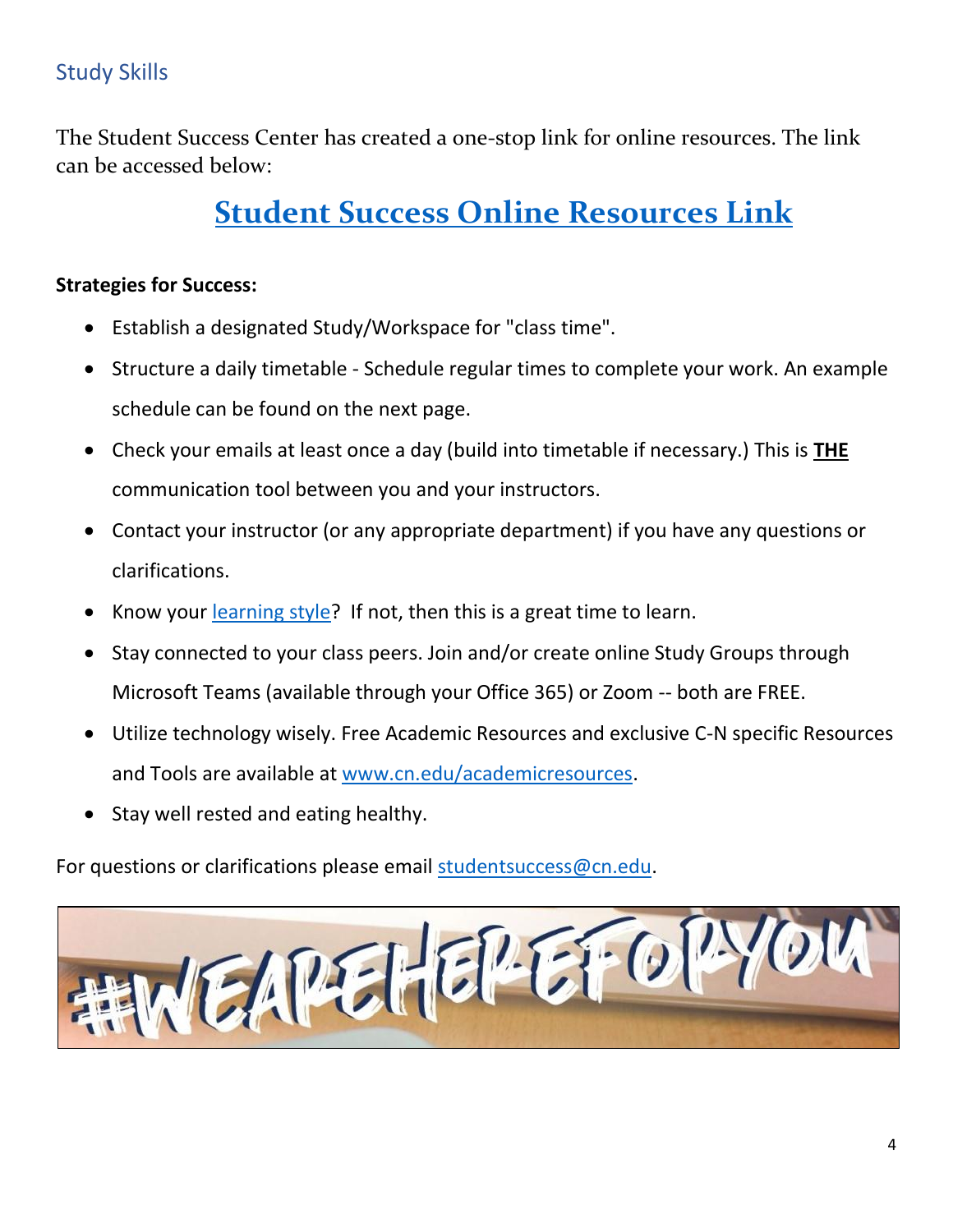## Study Skills

The Student Success Center has created a one-stop link for online resources. The link can be accessed below:

# [Student Success Online Resources Link]

**Strategies for Success:**

- Establish a designated Study/Workspace for "class time".
- Structure a daily timetable - Schedule regular times to complete your work. An example schedule can be found on the next page.
- Check your emails at least once a day (build into timetable if necessary.) This is **THE** communication tool between you and your instructors.
- Contact your instructor (or any appropriate department) if you have any questions or clarifications.
- Know your learning style? If not, then this is a great time to learn.
- Stay connected to your class peers. Join and/or create online Study Groups through Microsoft Teams (available through your Office 365) or Zoom -- both are FREE.
- Utilize technology wisely. Free Academic Resources and exclusive C-N specific Resources and Tools are available at www.cn.edu/academicresources.
- Stay well rested and eating healthy.

For questions or clarifications please email studentsuccess@cn.edu.

#WEAREHEREFORYOU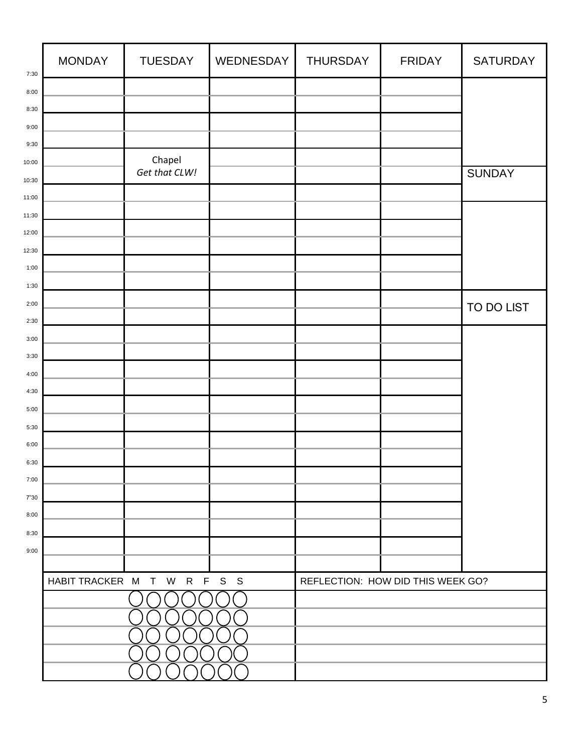| | MONDAY | TUESDAY | WEDNESDAY | THURSDAY | FRIDAY | SATURDAY |
|---|---|---|---|---|---|---|
| 7:30 | | | | | | |
| 8:00 | | | | | | |
| 8:30 | | | | | | |
| 9:00 | | | | | | |
| 9:30 | | | | | | |
| 10:00 | | Chapel | | | | |
| 10:30 | | *Get that CLW!* | | | | SUNDAY |
| 11:00 | | | | | | |
| 11:30 | | | | | | |
| 12:00 | | | | | | |
| 12:30 | | | | | | |
| 1:00 | | | | | | |
| 1:30 | | | | | | |
| 2:00 | | | | | | TO DO LIST |
| 2:30 | | | | | | |
| 3:00 | | | | | | |
| 3:30 | | | | | | |
| 4:00 | | | | | | |
| 4:30 | | | | | | |
| 5:00 | | | | | | |
| 5:30 | | | | | | |
| 6:00 | | | | | | |
| 6:30 | | | | | | |
| 7:00 | | | | | | |
| 7"30 | | | | | | |
| 8:00 | | | | | | |
| 8:30 | | | | | | |
| 9:00 | | | | | | |

| HABIT TRACKER M T W R F S S | REFLECTION: HOW DID THIS WEEK GO? |
|---|---|
| ○○○○○○○ | |
| ○○○○○○○ | |
| ○○○○○○○ | |
| ○○○○○○○ | |
| ○○○○○○○ | |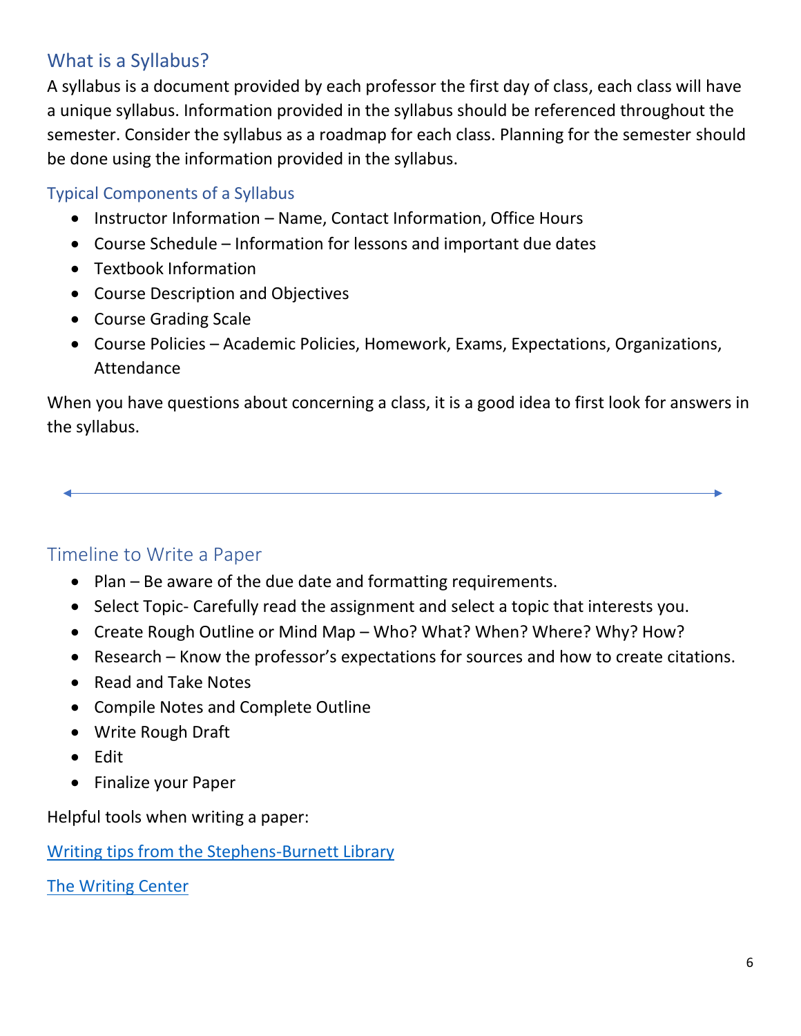## What is a Syllabus?

A syllabus is a document provided by each professor the first day of class, each class will have a unique syllabus. Information provided in the syllabus should be referenced throughout the semester. Consider the syllabus as a roadmap for each class. Planning for the semester should be done using the information provided in the syllabus.

### Typical Components of a Syllabus

- Instructor Information – Name, Contact Information, Office Hours
- Course Schedule – Information for lessons and important due dates
- Textbook Information
- Course Description and Objectives
- Course Grading Scale
- Course Policies – Academic Policies, Homework, Exams, Expectations, Organizations, Attendance

When you have questions about concerning a class, it is a good idea to first look for answers in the syllabus.

## Timeline to Write a Paper

- Plan – Be aware of the due date and formatting requirements.
- Select Topic- Carefully read the assignment and select a topic that interests you.
- Create Rough Outline or Mind Map – Who? What? When? Where? Why? How?
- Research – Know the professor's expectations for sources and how to create citations.
- Read and Take Notes
- Compile Notes and Complete Outline
- Write Rough Draft
- Edit
- Finalize your Paper

Helpful tools when writing a paper:

Writing tips from the Stephens-Burnett Library

The Writing Center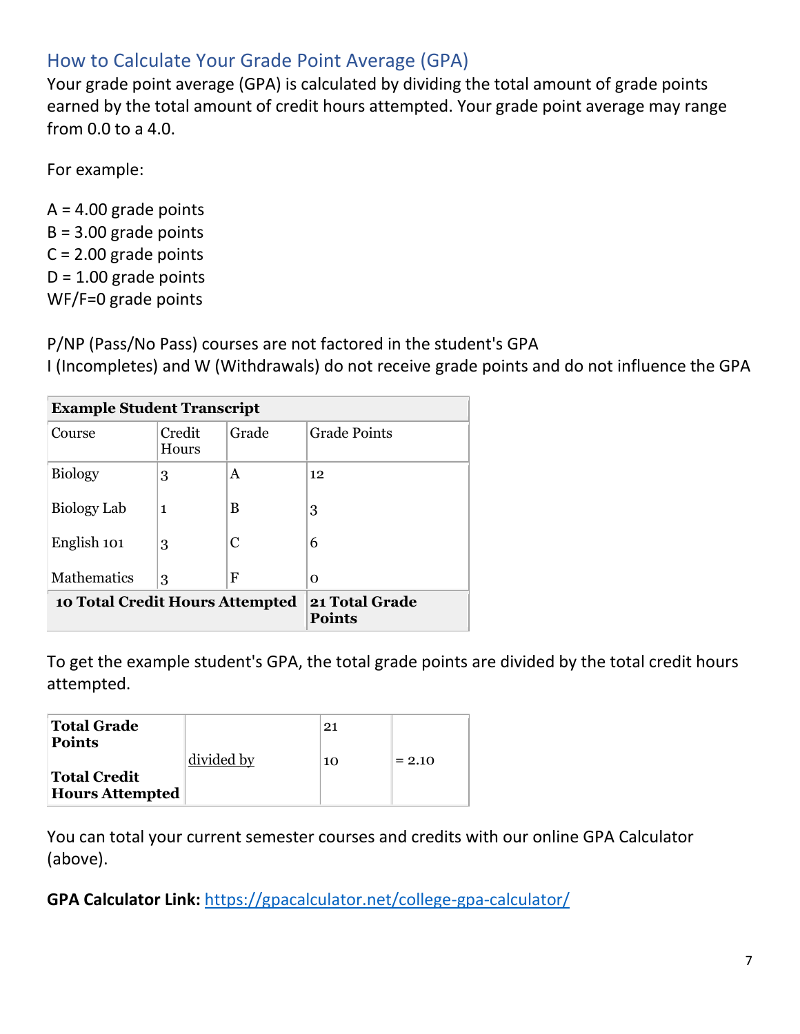## How to Calculate Your Grade Point Average (GPA)

Your grade point average (GPA) is calculated by dividing the total amount of grade points earned by the total amount of credit hours attempted. Your grade point average may range from 0.0 to a 4.0.

For example:

A = 4.00 grade points  
B = 3.00 grade points  
C = 2.00 grade points  
D = 1.00 grade points  
WF/F=0 grade points

P/NP (Pass/No Pass) courses are not factored in the student's GPA  
I (Incompletes) and W (Withdrawals) do not receive grade points and do not influence the GPA

| **Example Student Transcript** | | | |
|---|---|---|---|
| Course | Credit Hours | Grade | Grade Points |
| Biology | 3 | A | 12 |
| Biology Lab | 1 | B | 3 |
| English 101 | 3 | C | 6 |
| Mathematics | 3 | F | 0 |
| **10 Total Credit Hours Attempted** | | | **21 Total Grade Points** |

To get the example student's GPA, the total grade points are divided by the total credit hours attempted.

| | | | |
|---|---|---|---|
| **Total Grade Points** | divided by | 21 | = 2.10 |
| **Total Credit Hours Attempted** | | 10 | |

You can total your current semester courses and credits with our online GPA Calculator (above).

**GPA Calculator Link:** https://gpacalculator.net/college-gpa-calculator/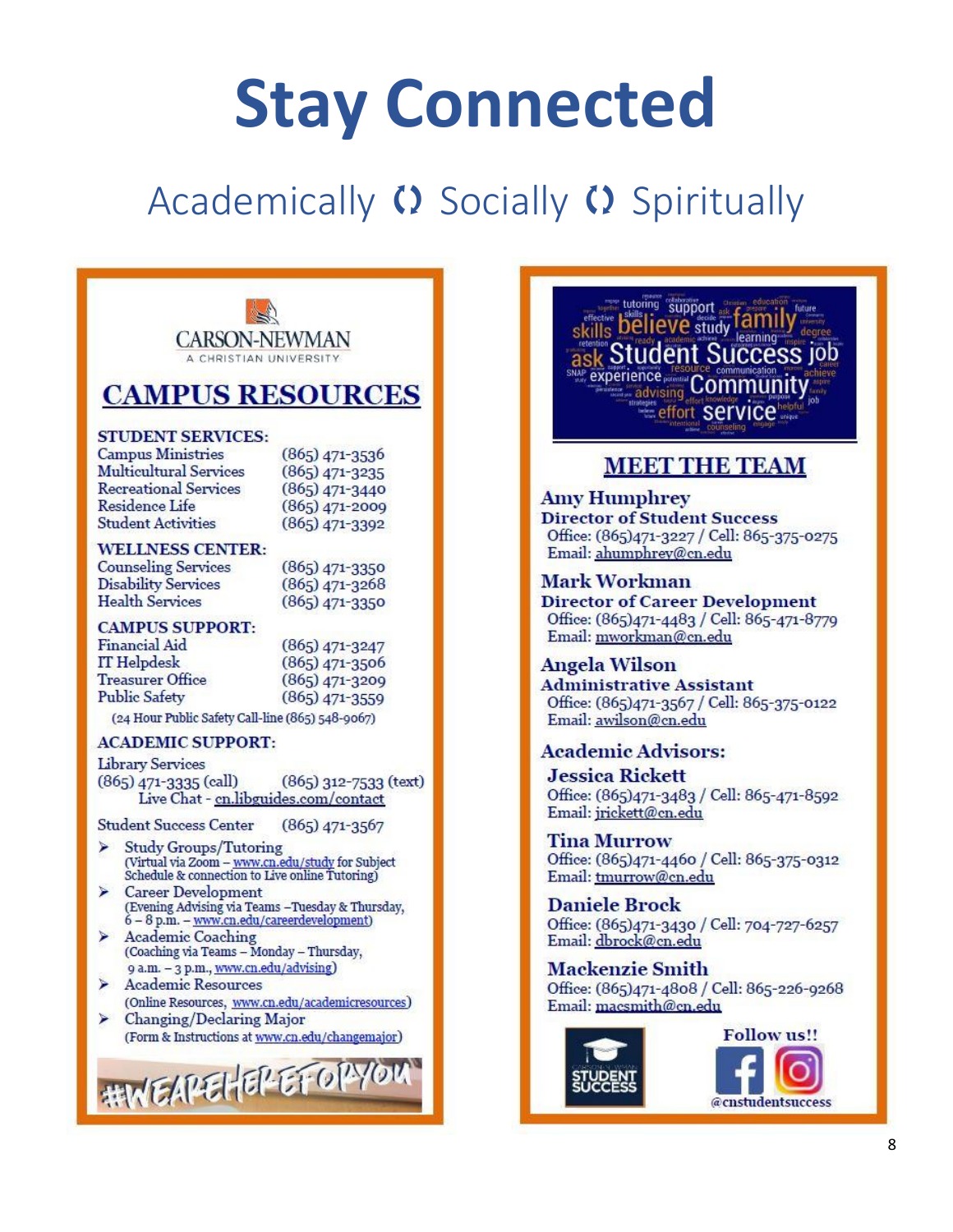# Stay Connected

## Academically ◊ Socially ◊ Spiritually

CARSON-NEWMAN
A CHRISTIAN UNIVERSITY

## CAMPUS RESOURCES

### STUDENT SERVICES:

| | |
|---|---|
| Campus Ministries | (865) 471-3536 |
| Multicultural Services | (865) 471-3235 |
| Recreational Services | (865) 471-3440 |
| Residence Life | (865) 471-2009 |
| Student Activities | (865) 471-3392 |

### WELLNESS CENTER:

| | |
|---|---|
| Counseling Services | (865) 471-3350 |
| Disability Services | (865) 471-3268 |
| Health Services | (865) 471-3350 |

### CAMPUS SUPPORT:

| | |
|---|---|
| Financial Aid | (865) 471-3247 |
| IT Helpdesk | (865) 471-3506 |
| Treasurer Office | (865) 471-3209 |
| Public Safety | (865) 471-3559 |

(24 Hour Public Safety Call-line (865) 548-9067)

### ACADEMIC SUPPORT:

Library Services
(865) 471-3335 (call) (865) 312-7533 (text)
Live Chat - cn.libguides.com/contact

Student Success Center (865) 471-3567

- Study Groups/Tutoring
  (Virtual via Zoom – www.cn.edu/study for Subject Schedule & connection to Live online Tutoring)
- Career Development
  (Evening Advising via Teams –Tuesday & Thursday, 6 – 8 p.m. – www.cn.edu/careerdevelopment)
- Academic Coaching
  (Coaching via Teams – Monday – Thursday, 9 a.m. – 3 p.m., www.cn.edu/advising)
- Academic Resources
  (Online Resources, www.cn.edu/academicresources)
- Changing/Declaring Major
  (Form & Instructions at www.cn.edu/changemajor)

#WEAREHEREFORYOU

## MEET THE TEAM

**Amy Humphrey**
**Director of Student Success**
Office: (865)471-3227 / Cell: 865-375-0275
Email: ahumphrey@cn.edu

**Mark Workman**
**Director of Career Development**
Office: (865)471-4483 / Cell: 865-471-8779
Email: mworkman@cn.edu

**Angela Wilson**
**Administrative Assistant**
Office: (865)471-3567 / Cell: 865-375-0122
Email: awilson@cn.edu

### Academic Advisors:

**Jessica Rickett**
Office: (865)471-3483 / Cell: 865-471-8592
Email: jrickett@cn.edu

**Tina Murrow**
Office: (865)471-4460 / Cell: 865-375-0312
Email: tmurrow@cn.edu

**Daniele Brock**
Office: (865)471-3430 / Cell: 704-727-6257
Email: dbrock@cn.edu

**Mackenzie Smith**
Office: (865)471-4808 / Cell: 865-226-9268
Email: macsmith@cn.edu

STUDENT SUCCESS

Follow us!!
@cnstudentsuccess